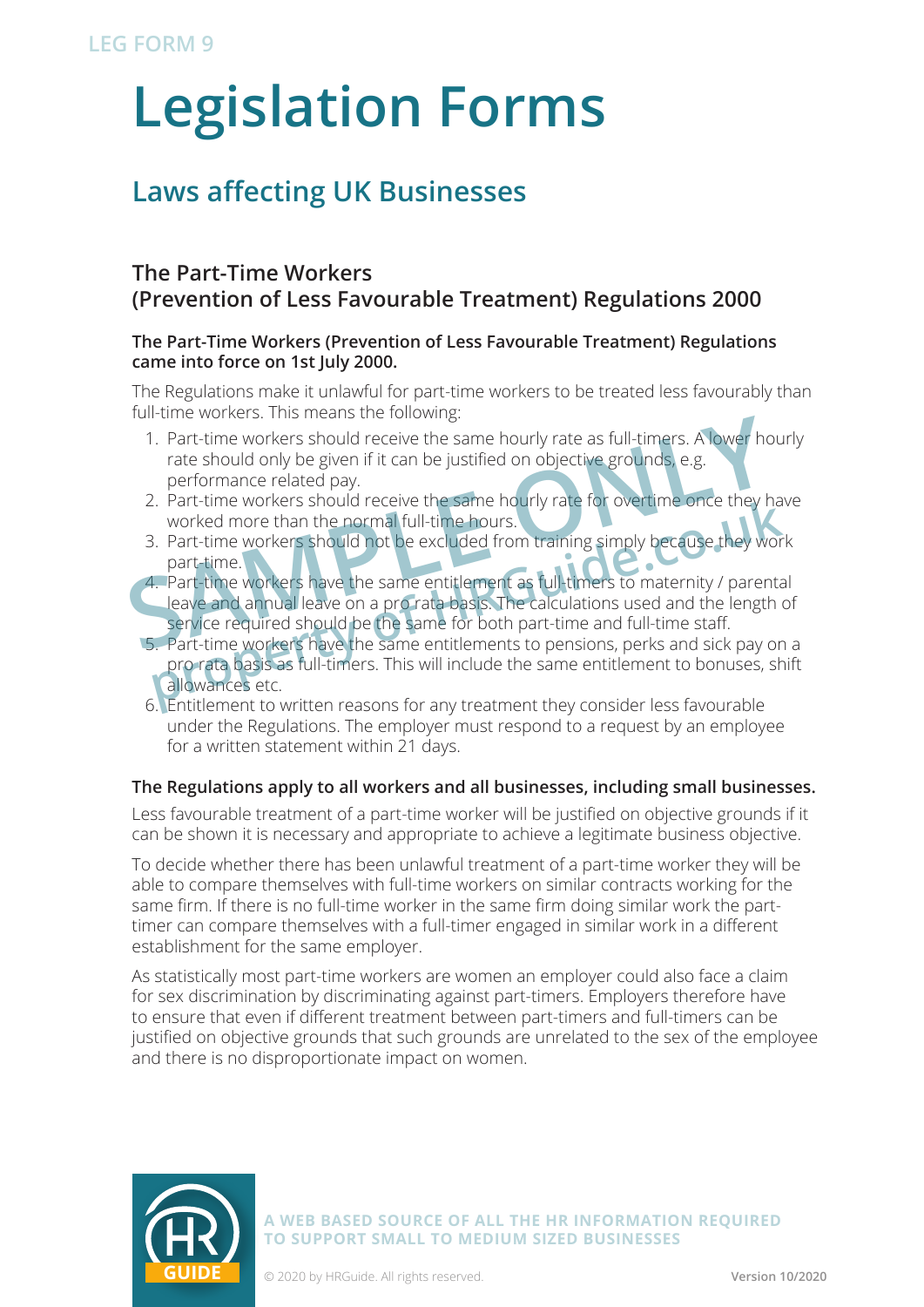LEG FORM 9

# Legislation Forms

## Laws affecting UK Businesses

### The Part-Time Workers (Prevention of Less Favourable Treatment) Regulations 2000

**The Part-Time Workers (Prevention of Less Favourable Treatment) Regulations came into force on 1st July 2000.**

The Regulations make it unlawful for part-time workers to be treated less favourably than full-time workers. This means the following:

1. Part-time workers should receive the same hourly rate as full-timers. A lower hourly rate should only be given if it can be justified on objective grounds, e.g. performance related pay.
2. Part-time workers should receive the same hourly rate for overtime once they have worked more than the normal full-time hours.
3. Part-time workers should not be excluded from training simply because they work part-time.
4. Part-time workers have the same entitlement as full-timers to maternity / parental leave and annual leave on a pro rata basis. The calculations used and the length of service required should be the same for both part-time and full-time staff.
5. Part-time workers have the same entitlements to pensions, perks and sick pay on a pro rata basis as full-timers. This will include the same entitlement to bonuses, shift allowances etc.
6. Entitlement to written reasons for any treatment they consider less favourable under the Regulations. The employer must respond to a request by an employee for a written statement within 21 days.

**The Regulations apply to all workers and all businesses, including small businesses.**

Less favourable treatment of a part-time worker will be justified on objective grounds if it can be shown it is necessary and appropriate to achieve a legitimate business objective.

To decide whether there has been unlawful treatment of a part-time worker they will be able to compare themselves with full-time workers on similar contracts working for the same firm. If there is no full-time worker in the same firm doing similar work the part-timer can compare themselves with a full-timer engaged in similar work in a different establishment for the same employer.

As statistically most part-time workers are women an employer could also face a claim for sex discrimination by discriminating against part-timers. Employers therefore have to ensure that even if different treatment between part-timers and full-timers can be justified on objective grounds that such grounds are unrelated to the sex of the employee and there is no disproportionate impact on women.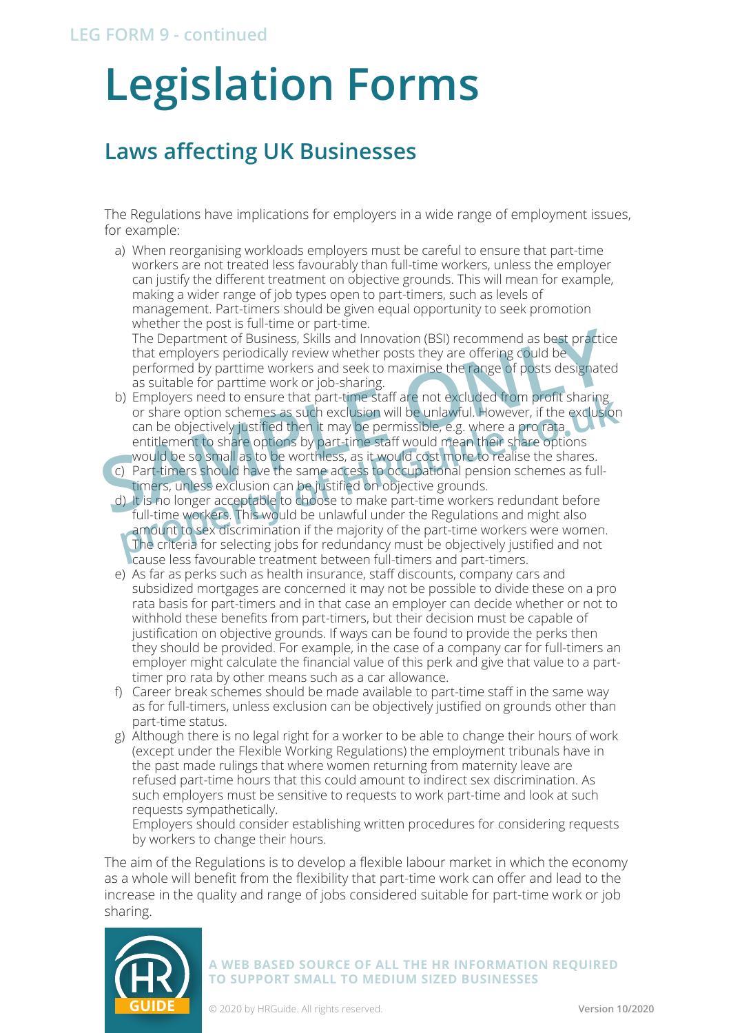# Legislation Forms

## Laws affecting UK Businesses

The Regulations have implications for employers in a wide range of employment issues, for example:

a) When reorganising workloads employers must be careful to ensure that part-time workers are not treated less favourably than full-time workers, unless the employer can justify the different treatment on objective grounds. This will mean for example, making a wider range of job types open to part-timers, such as levels of management. Part-timers should be given equal opportunity to seek promotion whether the post is full-time or part-time.
   The Department of Business, Skills and Innovation (BSI) recommend as best practice that employers periodically review whether posts they are offering could be performed by parttime workers and seek to maximise the range of posts designated as suitable for parttime work or job-sharing.
b) Employers need to ensure that part-time staff are not excluded from profit sharing or share option schemes as such exclusion will be unlawful. However, if the exclusion can be objectively justified then it may be permissible, e.g. where a pro rata entitlement to share options by part-time staff would mean their share options would be so small as to be worthless, as it would cost more to realise the shares.
c) Part-timers should have the same access to occupational pension schemes as full-timers, unless exclusion can be justified on objective grounds.
d) It is no longer acceptable to choose to make part-time workers redundant before full-time workers. This would be unlawful under the Regulations and might also amount to sex discrimination if the majority of the part-time workers were women. The criteria for selecting jobs for redundancy must be objectively justified and not cause less favourable treatment between full-timers and part-timers.
e) As far as perks such as health insurance, staff discounts, company cars and subsidized mortgages are concerned it may not be possible to divide these on a pro rata basis for part-timers and in that case an employer can decide whether or not to withhold these benefits from part-timers, but their decision must be capable of justification on objective grounds. If ways can be found to provide the perks then they should be provided. For example, in the case of a company car for full-timers an employer might calculate the financial value of this perk and give that value to a part-timer pro rata by other means such as a car allowance.
f) Career break schemes should be made available to part-time staff in the same way as for full-timers, unless exclusion can be objectively justified on grounds other than part-time status.
g) Although there is no legal right for a worker to be able to change their hours of work (except under the Flexible Working Regulations) the employment tribunals have in the past made rulings that where women returning from maternity leave are refused part-time hours that this could amount to indirect sex discrimination. As such employers must be sensitive to requests to work part-time and look at such requests sympathetically.
   Employers should consider establishing written procedures for considering requests by workers to change their hours.

The aim of the Regulations is to develop a flexible labour market in which the economy as a whole will benefit from the flexibility that part-time work can offer and lead to the increase in the quality and range of jobs considered suitable for part-time work or job sharing.